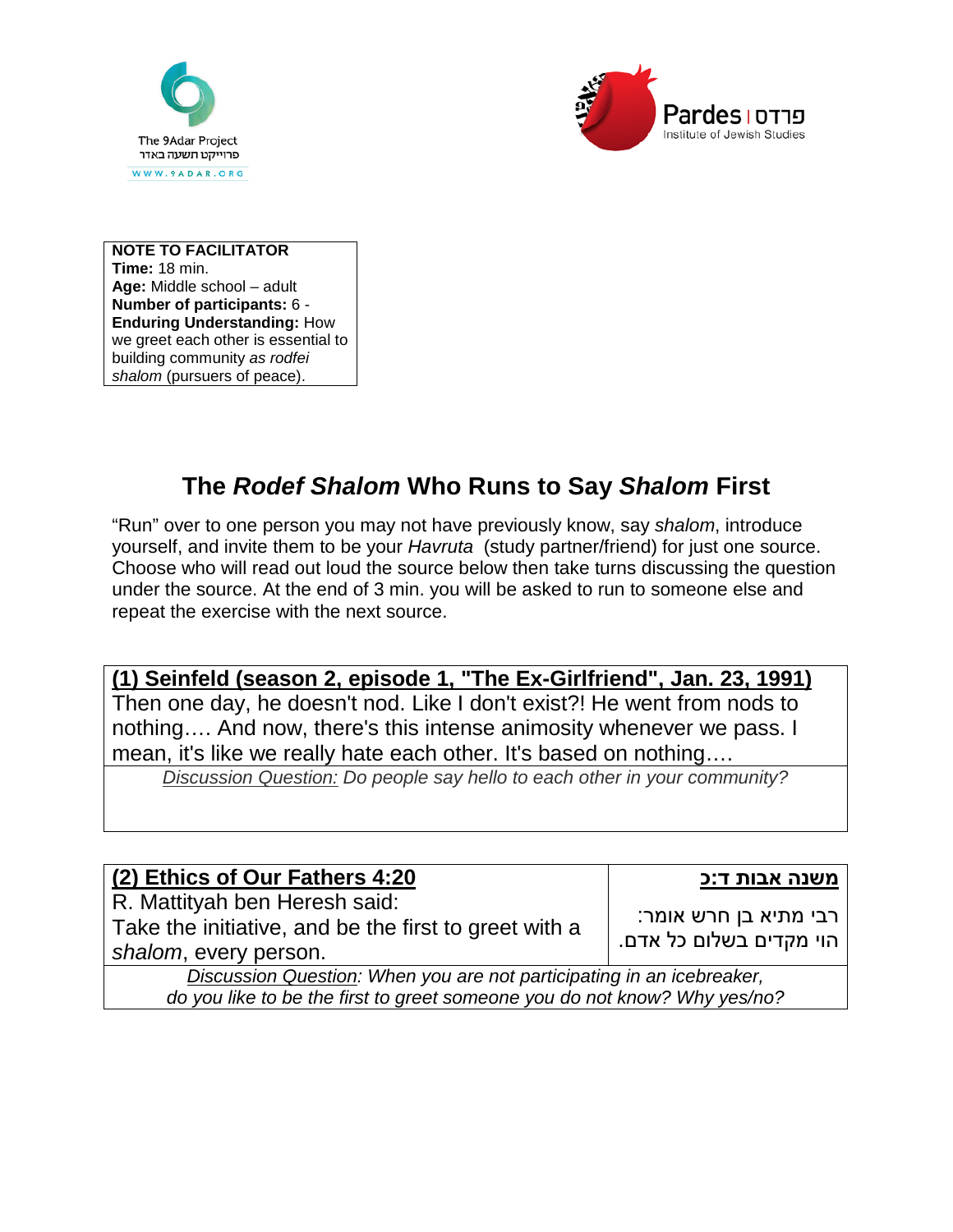The 9Adar Project
פרוייקט תשעה באדר
WWW.9ADAR.ORG

Pardes | פרדס
Institute of Jewish Studies

**NOTE TO FACILITATOR**
**Time:** 18 min.
**Age:** Middle school – adult
**Number of participants:** 6 -
**Enduring Understanding:** How we greet each other is essential to building community *as rodfei shalom* (pursuers of peace).

# The *Rodef Shalom* Who Runs to Say *Shalom* First

"Run" over to one person you may not have previously know, say *shalom*, introduce yourself, and invite them to be your *Havruta* (study partner/friend) for just one source. Choose who will read out loud the source below then take turns discussing the question under the source. At the end of 3 min. you will be asked to run to someone else and repeat the exercise with the next source.

| **(1) Seinfeld (season 2, episode 1, "The Ex-Girlfriend", Jan. 23, 1991)** |
|---|
| Then one day, he doesn't nod. Like I don't exist?! He went from nods to nothing…. And now, there's this intense animosity whenever we pass. I mean, it's like we really hate each other. It's based on nothing…. |
| *Discussion Question: Do people say hello to each other in your community?* |

| **(2) Ethics of Our Fathers 4:20** | **משנה אבות ד:כ** |
|---|---|
| R. Mattityah ben Heresh said:<br>Take the initiative, and be the first to greet with a *shalom*, every person. | רבי מתיא בן חרש אומר:<br>הוי מקדים בשלום כל אדם. |
| *Discussion Question: When you are not participating in an icebreaker, do you like to be the first to greet someone you do not know? Why yes/no?* | |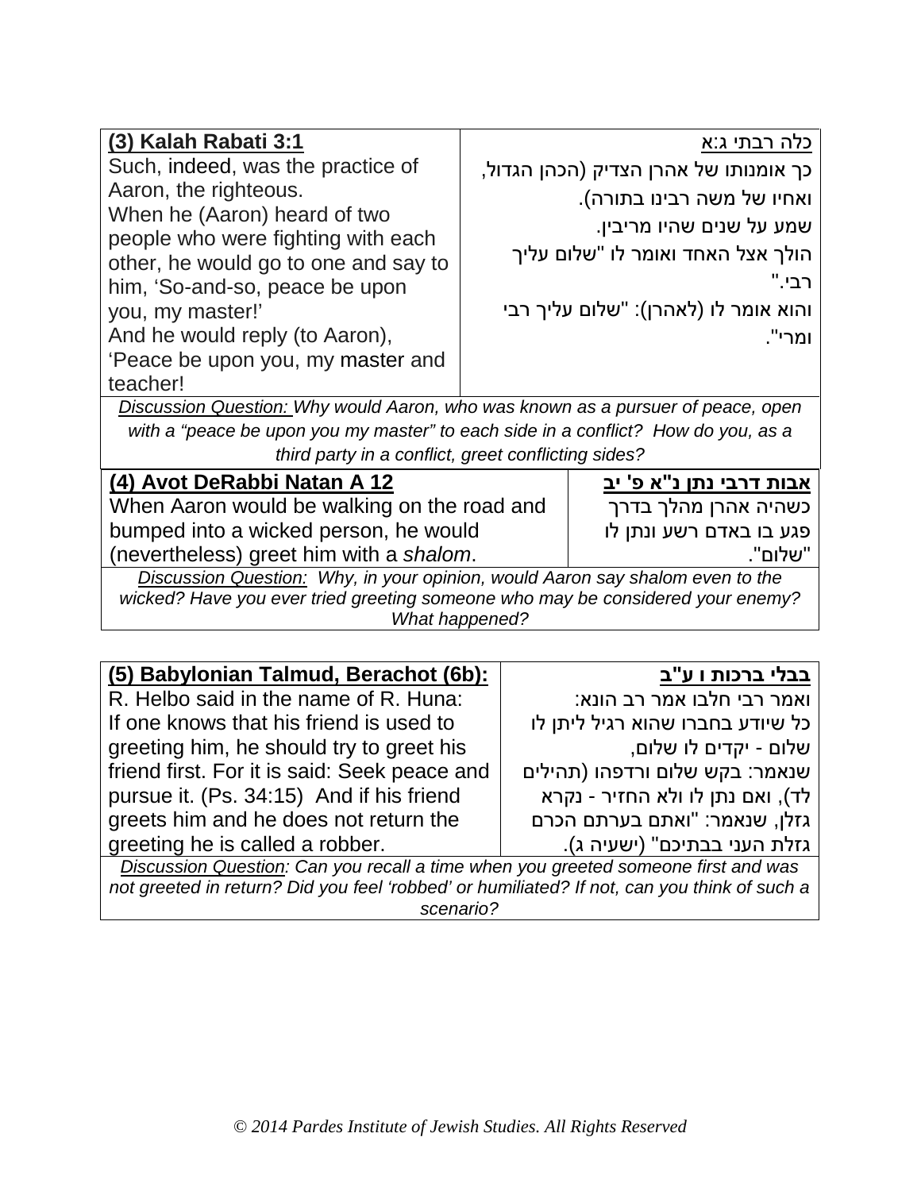| **(3) Kalah Rabati 3:1** | כלה רבתי ג:א |
|---|---|
| Such, indeed, was the practice of Aaron, the righteous. When he (Aaron) heard of two people who were fighting with each other, he would go to one and say to him, 'So-and-so, peace be upon you, my master!' And he would reply (to Aaron), 'Peace be upon you, my master and teacher! | כך אומנותו של אהרן הצדיק (הכהן הגדול, ואחיו של משה רבינו בתורה). שמע על שנים שהיו מריבין. הולך אצל האחד ואומר לו "שלום עליך רבי." והוא אומר לו (לאהרן): "שלום עליך רבי ומרי". |

*Discussion Question: Why would Aaron, who was known as a pursuer of peace, open with a "peace be upon you my master" to each side in a conflict? How do you, as a third party in a conflict, greet conflicting sides?*

| **(4) Avot DeRabbi Natan A 12** | **אבות דרבי נתן נ"א פ' יב** |
|---|---|
| When Aaron would be walking on the road and bumped into a wicked person, he would (nevertheless) greet him with a *shalom*. | כשהיה אהרן מהלך בדרך פגע בו באדם רשע ונתן לו "שלום". |

*Discussion Question: Why, in your opinion, would Aaron say shalom even to the wicked? Have you ever tried greeting someone who may be considered your enemy? What happened?*

| **(5) Babylonian Talmud, Berachot (6b):** | **בבלי ברכות ו ע"ב** |
|---|---|
| R. Helbo said in the name of R. Huna: If one knows that his friend is used to greeting him, he should try to greet his friend first. For it is said: Seek peace and pursue it. (Ps. 34:15) And if his friend greets him and he does not return the greeting he is called a robber. | ואמר רבי חלבו אמר רב הונא: כל שיודע בחברו שהוא רגיל ליתן לו שלום - יקדים לו שלום, שנאמר: בקש שלום ורדפהו (תהילים לד), ואם נתן לו ולא החזיר - נקרא גזלן, שנאמר: "ואתם בערתם הכרם גזלת העני בבתיכם" (ישעיה ג). |

*Discussion Question: Can you recall a time when you greeted someone first and was not greeted in return? Did you feel 'robbed' or humiliated? If not, can you think of such a scenario?*

© 2014 Pardes Institute of Jewish Studies. All Rights Reserved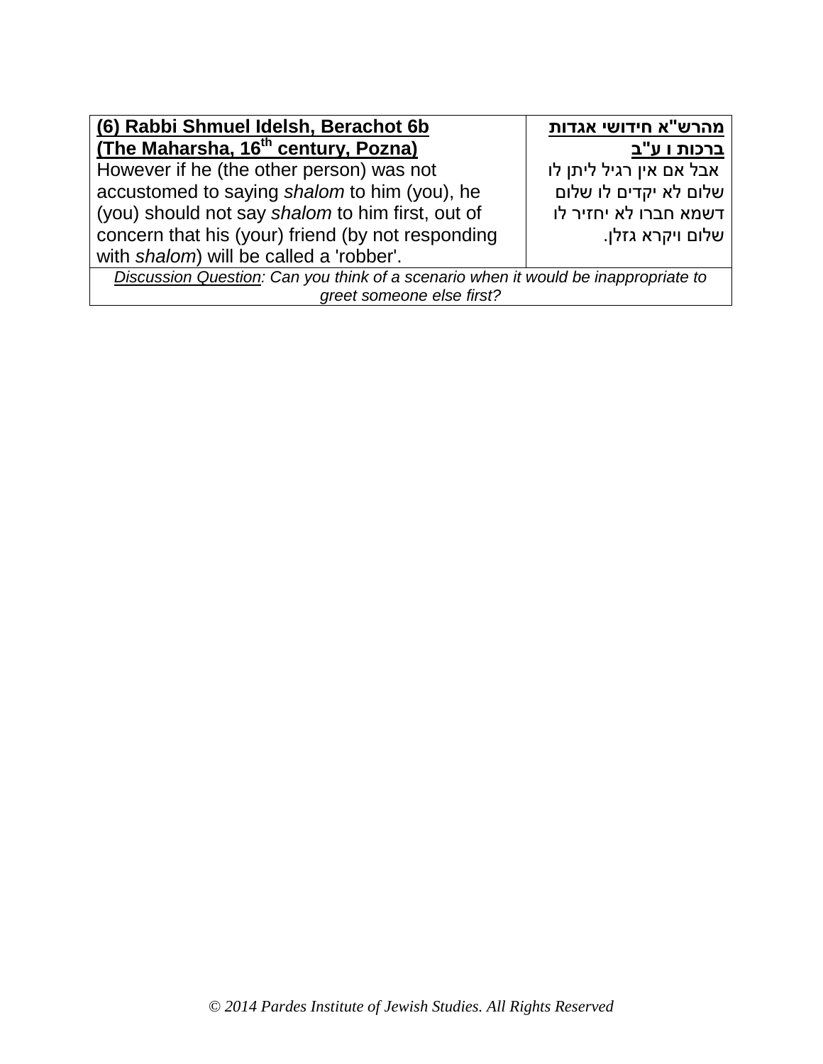| | |
|---|---|
| **(6) Rabbi Shmuel Idelsh, Berachot 6b (The Maharsha, 16th century, Pozna)**<br>However if he (the other person) was not accustomed to saying *shalom* to him (you), he (you) should not say *shalom* to him first, out of concern that his (your) friend (by not responding with *shalom*) will be called a 'robber'. | **מהרש"א חידושי אגדות ברכות ו ע"ב**<br>אבל אם אין רגיל ליתן לו שלום לא יקדים לו שלום דשמא חברו לא יחזיר לו שלום ויקרא גזלן. |
| *Discussion Question: Can you think of a scenario when it would be inappropriate to greet someone else first?* | |

*© 2014 Pardes Institute of Jewish Studies. All Rights Reserved*